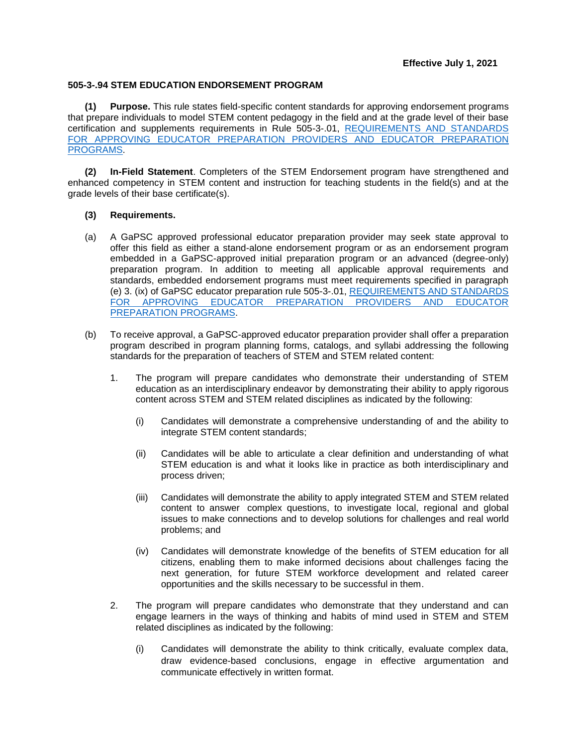**Effective July 1, 2021**

## 505-3-.94 STEM EDUCATION ENDORSEMENT PROGRAM

**(1) Purpose.** This rule states field-specific content standards for approving endorsement programs that prepare individuals to model STEM content pedagogy in the field and at the grade level of their base certification and supplements requirements in Rule 505-3-.01, REQUIREMENTS AND STANDARDS FOR APPROVING EDUCATOR PREPARATION PROVIDERS AND EDUCATOR PREPARATION PROGRAMS.

**(2) In-Field Statement**. Completers of the STEM Endorsement program have strengthened and enhanced competency in STEM content and instruction for teaching students in the field(s) and at the grade levels of their base certificate(s).

**(3) Requirements.**

(a) A GaPSC approved professional educator preparation provider may seek state approval to offer this field as either a stand-alone endorsement program or as an endorsement program embedded in a GaPSC-approved initial preparation program or an advanced (degree-only) preparation program. In addition to meeting all applicable approval requirements and standards, embedded endorsement programs must meet requirements specified in paragraph (e) 3. (ix) of GaPSC educator preparation rule 505-3-.01, REQUIREMENTS AND STANDARDS FOR APPROVING EDUCATOR PREPARATION PROVIDERS AND EDUCATOR PREPARATION PROGRAMS.

(b) To receive approval, a GaPSC-approved educator preparation provider shall offer a preparation program described in program planning forms, catalogs, and syllabi addressing the following standards for the preparation of teachers of STEM and STEM related content:

1. The program will prepare candidates who demonstrate their understanding of STEM education as an interdisciplinary endeavor by demonstrating their ability to apply rigorous content across STEM and STEM related disciplines as indicated by the following:

   (i) Candidates will demonstrate a comprehensive understanding of and the ability to integrate STEM content standards;

   (ii) Candidates will be able to articulate a clear definition and understanding of what STEM education is and what it looks like in practice as both interdisciplinary and process driven;

   (iii) Candidates will demonstrate the ability to apply integrated STEM and STEM related content to answer complex questions, to investigate local, regional and global issues to make connections and to develop solutions for challenges and real world problems; and

   (iv) Candidates will demonstrate knowledge of the benefits of STEM education for all citizens, enabling them to make informed decisions about challenges facing the next generation, for future STEM workforce development and related career opportunities and the skills necessary to be successful in them.

2. The program will prepare candidates who demonstrate that they understand and can engage learners in the ways of thinking and habits of mind used in STEM and STEM related disciplines as indicated by the following:

   (i) Candidates will demonstrate the ability to think critically, evaluate complex data, draw evidence-based conclusions, engage in effective argumentation and communicate effectively in written format.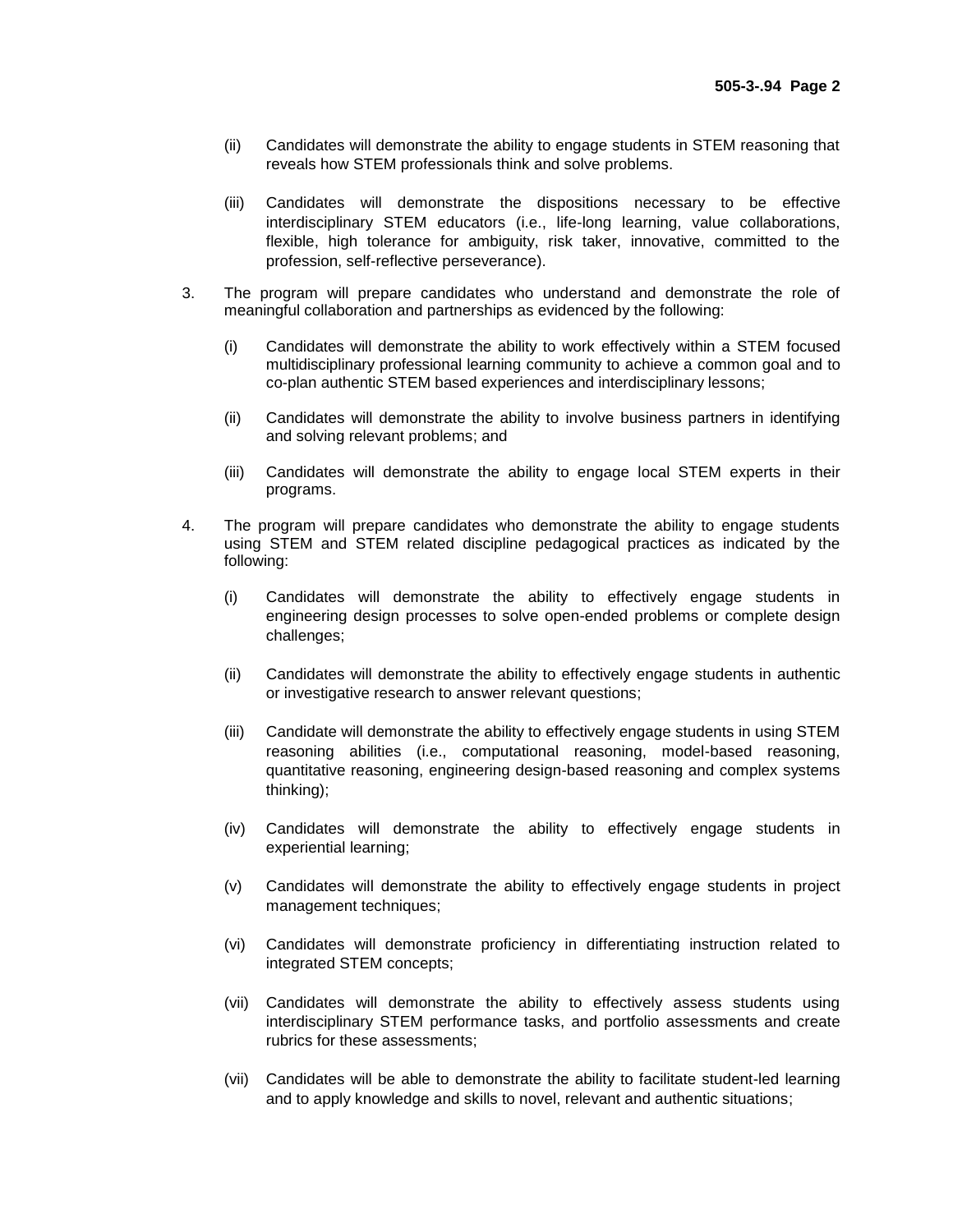(ii) Candidates will demonstrate the ability to engage students in STEM reasoning that reveals how STEM professionals think and solve problems.

(iii) Candidates will demonstrate the dispositions necessary to be effective interdisciplinary STEM educators (i.e., life-long learning, value collaborations, flexible, high tolerance for ambiguity, risk taker, innovative, committed to the profession, self-reflective perseverance).

3. The program will prepare candidates who understand and demonstrate the role of meaningful collaboration and partnerships as evidenced by the following:

   (i) Candidates will demonstrate the ability to work effectively within a STEM focused multidisciplinary professional learning community to achieve a common goal and to co-plan authentic STEM based experiences and interdisciplinary lessons;

   (ii) Candidates will demonstrate the ability to involve business partners in identifying and solving relevant problems; and

   (iii) Candidates will demonstrate the ability to engage local STEM experts in their programs.

4. The program will prepare candidates who demonstrate the ability to engage students using STEM and STEM related discipline pedagogical practices as indicated by the following:

   (i) Candidates will demonstrate the ability to effectively engage students in engineering design processes to solve open-ended problems or complete design challenges;

   (ii) Candidates will demonstrate the ability to effectively engage students in authentic or investigative research to answer relevant questions;

   (iii) Candidate will demonstrate the ability to effectively engage students in using STEM reasoning abilities (i.e., computational reasoning, model-based reasoning, quantitative reasoning, engineering design-based reasoning and complex systems thinking);

   (iv) Candidates will demonstrate the ability to effectively engage students in experiential learning;

   (v) Candidates will demonstrate the ability to effectively engage students in project management techniques;

   (vi) Candidates will demonstrate proficiency in differentiating instruction related to integrated STEM concepts;

   (vii) Candidates will demonstrate the ability to effectively assess students using interdisciplinary STEM performance tasks, and portfolio assessments and create rubrics for these assessments;

   (vii) Candidates will be able to demonstrate the ability to facilitate student-led learning and to apply knowledge and skills to novel, relevant and authentic situations;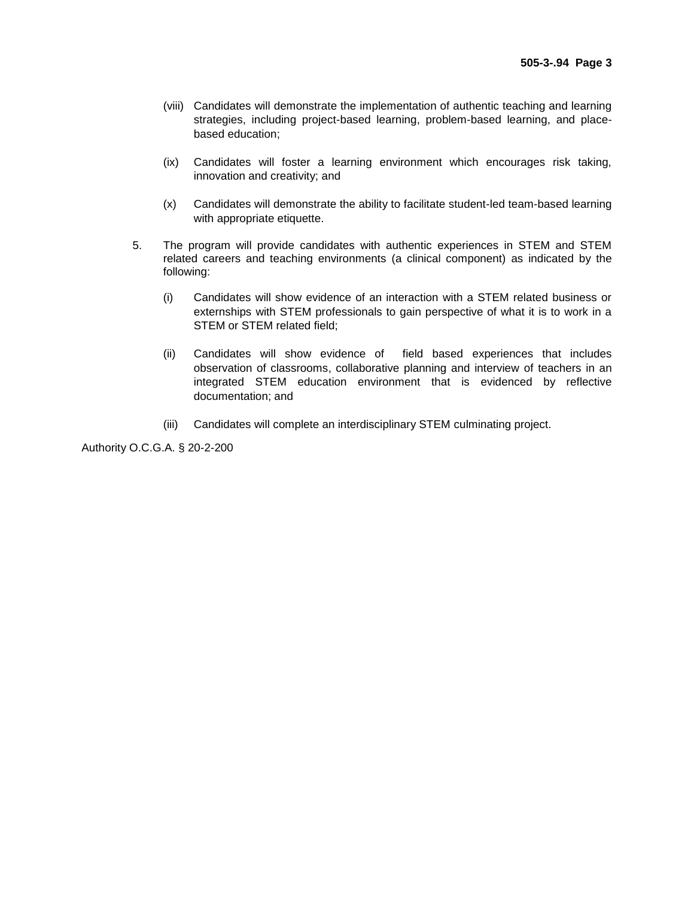(viii) Candidates will demonstrate the implementation of authentic teaching and learning strategies, including project-based learning, problem-based learning, and place-based education;

(ix) Candidates will foster a learning environment which encourages risk taking, innovation and creativity; and

(x) Candidates will demonstrate the ability to facilitate student-led team-based learning with appropriate etiquette.

5. The program will provide candidates with authentic experiences in STEM and STEM related careers and teaching environments (a clinical component) as indicated by the following:

(i) Candidates will show evidence of an interaction with a STEM related business or externships with STEM professionals to gain perspective of what it is to work in a STEM or STEM related field;

(ii) Candidates will show evidence of field based experiences that includes observation of classrooms, collaborative planning and interview of teachers in an integrated STEM education environment that is evidenced by reflective documentation; and

(iii) Candidates will complete an interdisciplinary STEM culminating project.

Authority O.C.G.A. § 20-2-200